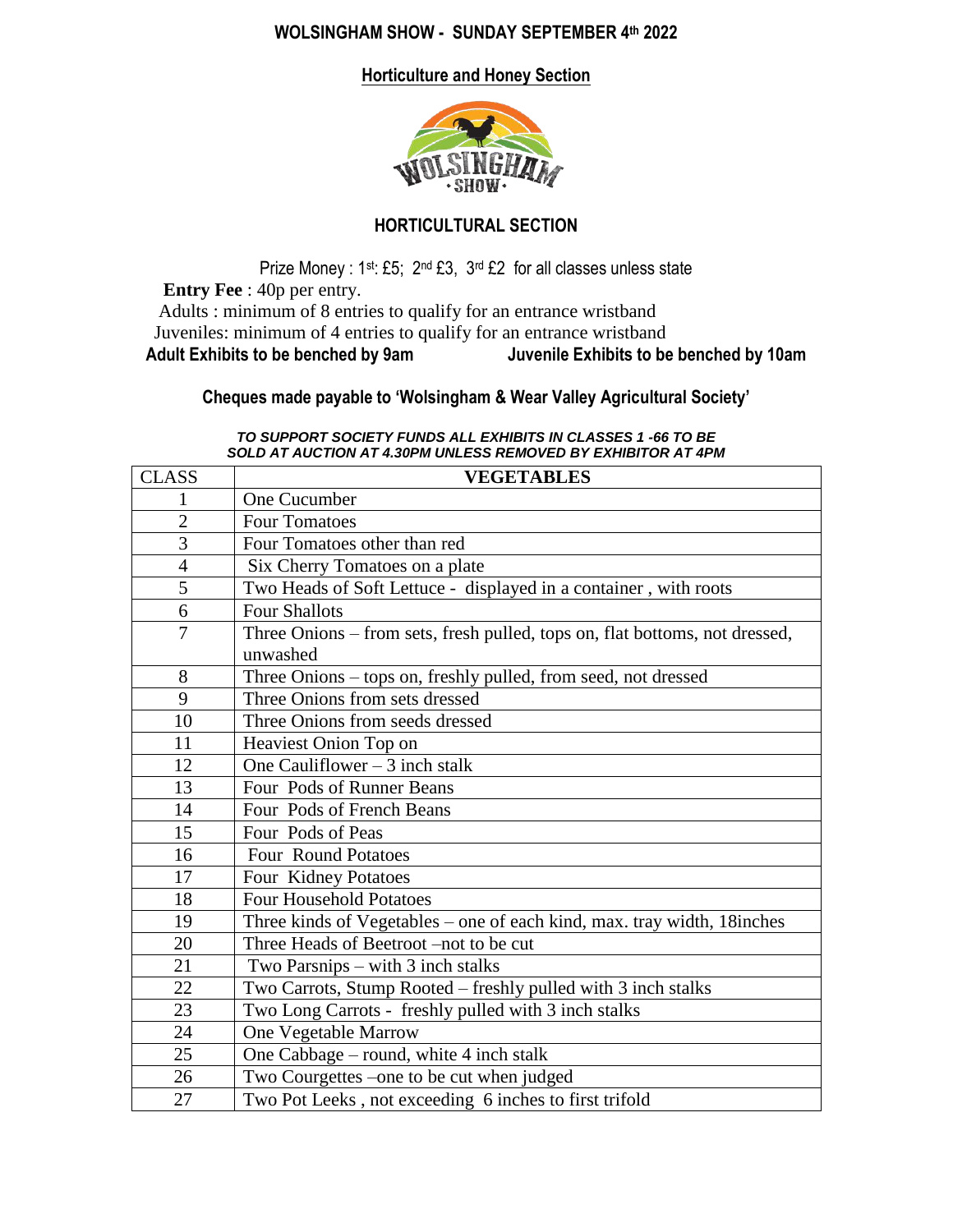# WOLSINGHAM SHOW - SUNDAY SEPTEMBER 4th 2022

## Horticulture and Honey Section

## HORTICULTURAL SECTION

Prize Money : 1st: £5; 2nd £3, 3rd £2 for all classes unless state

**Entry Fee** : 40p per entry.

Adults : minimum of 8 entries to qualify for an entrance wristband

Juveniles: minimum of 4 entries to qualify for an entrance wristband

**Adult Exhibits to be benched by 9am** **Juvenile Exhibits to be benched by 10am**

**Cheques made payable to 'Wolsingham & Wear Valley Agricultural Society'**

***TO SUPPORT SOCIETY FUNDS ALL EXHIBITS IN CLASSES 1 -66 TO BE SOLD AT AUCTION AT 4.30PM UNLESS REMOVED BY EXHIBITOR AT 4PM***

| CLASS | VEGETABLES |
|---|---|
| 1 | One Cucumber |
| 2 | Four Tomatoes |
| 3 | Four Tomatoes other than red |
| 4 | Six Cherry Tomatoes on a plate |
| 5 | Two Heads of Soft Lettuce - displayed in a container , with roots |
| 6 | Four Shallots |
| 7 | Three Onions – from sets, fresh pulled, tops on, flat bottoms, not dressed, unwashed |
| 8 | Three Onions – tops on, freshly pulled, from seed, not dressed |
| 9 | Three Onions from sets dressed |
| 10 | Three Onions from seeds dressed |
| 11 | Heaviest Onion Top on |
| 12 | One Cauliflower – 3 inch stalk |
| 13 | Four Pods of Runner Beans |
| 14 | Four Pods of French Beans |
| 15 | Four Pods of Peas |
| 16 | Four Round Potatoes |
| 17 | Four Kidney Potatoes |
| 18 | Four Household Potatoes |
| 19 | Three kinds of Vegetables – one of each kind, max. tray width, 18inches |
| 20 | Three Heads of Beetroot –not to be cut |
| 21 | Two Parsnips – with 3 inch stalks |
| 22 | Two Carrots, Stump Rooted – freshly pulled with 3 inch stalks |
| 23 | Two Long Carrots - freshly pulled with 3 inch stalks |
| 24 | One Vegetable Marrow |
| 25 | One Cabbage – round, white 4 inch stalk |
| 26 | Two Courgettes –one to be cut when judged |
| 27 | Two Pot Leeks , not exceeding 6 inches to first trifold |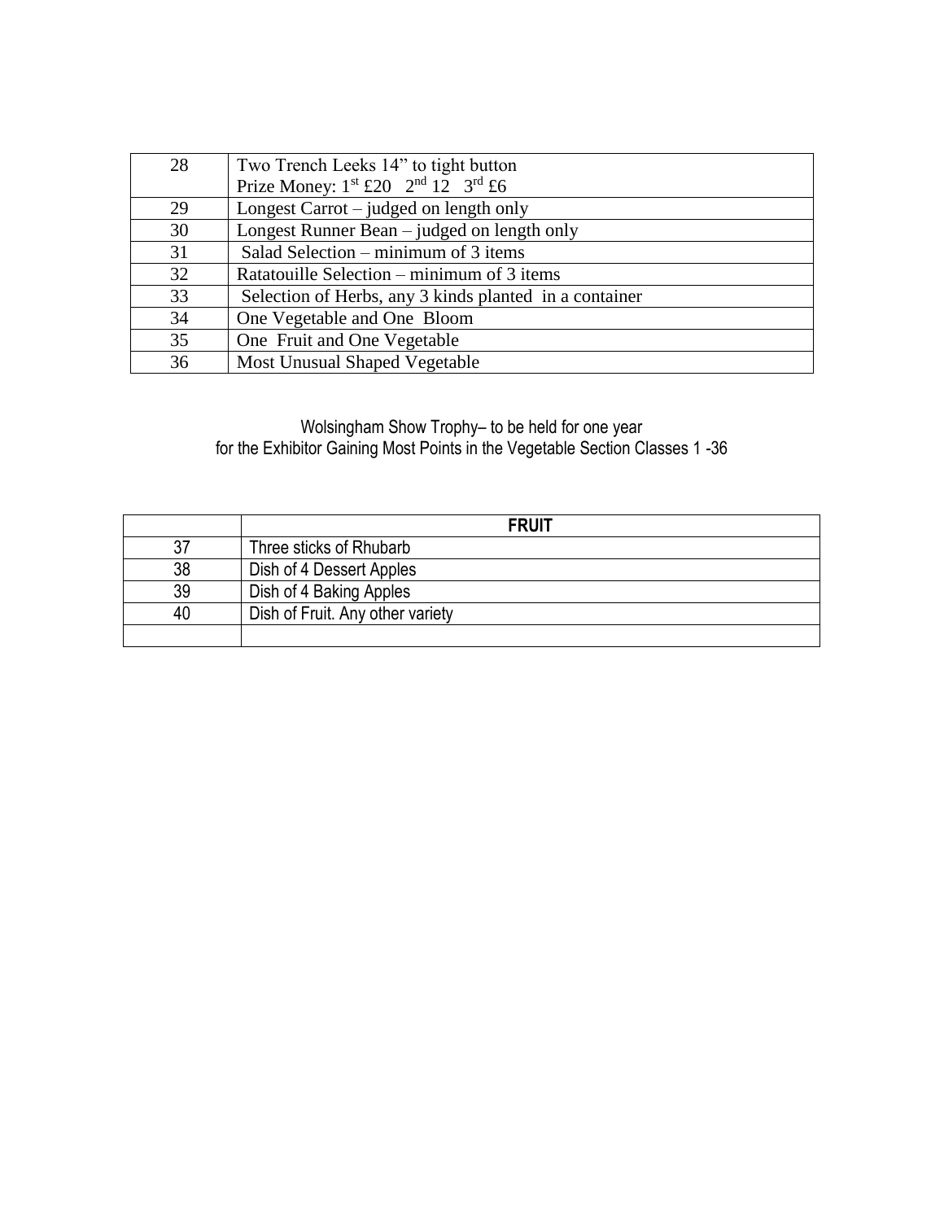| | |
|---|---|
| 28 | Two Trench Leeks 14" to tight button<br>Prize Money: 1st £20 2nd 12 3rd £6 |
| 29 | Longest Carrot – judged on length only |
| 30 | Longest Runner Bean – judged on length only |
| 31 | Salad Selection – minimum of 3 items |
| 32 | Ratatouille Selection – minimum of 3 items |
| 33 | Selection of Herbs, any 3 kinds planted in a container |
| 34 | One Vegetable and One Bloom |
| 35 | One Fruit and One Vegetable |
| 36 | Most Unusual Shaped Vegetable |

Wolsingham Show Trophy– to be held for one year
for the Exhibitor Gaining Most Points in the Vegetable Section Classes 1 -36

| | **FRUIT** |
|---|---|
| 37 | Three sticks of Rhubarb |
| 38 | Dish of 4 Dessert Apples |
| 39 | Dish of 4 Baking Apples |
| 40 | Dish of Fruit. Any other variety |
| | |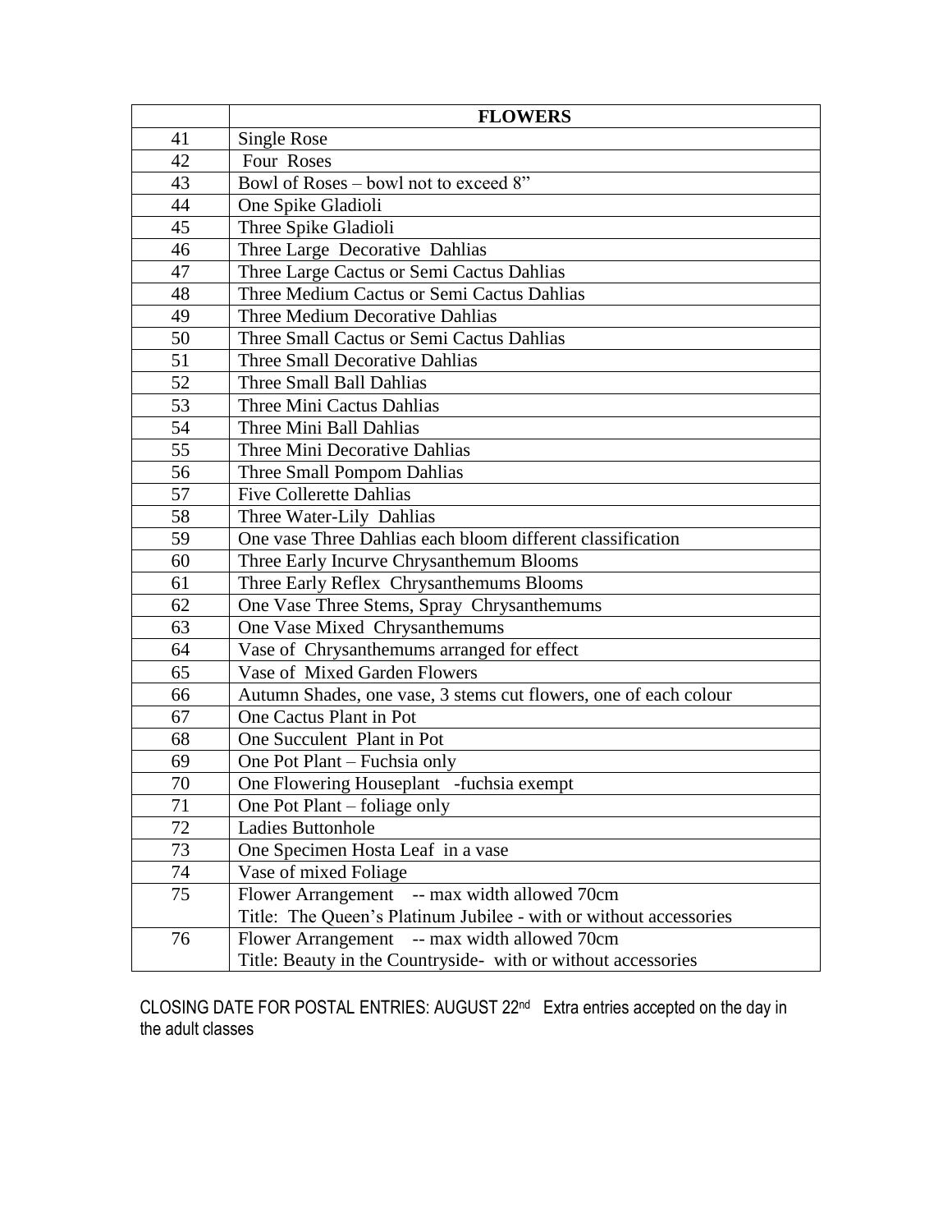| | **FLOWERS** |
|---|---|
| 41 | Single Rose |
| 42 | Four Roses |
| 43 | Bowl of Roses – bowl not to exceed 8" |
| 44 | One Spike Gladioli |
| 45 | Three Spike Gladioli |
| 46 | Three Large Decorative Dahlias |
| 47 | Three Large Cactus or Semi Cactus Dahlias |
| 48 | Three Medium Cactus or Semi Cactus Dahlias |
| 49 | Three Medium Decorative Dahlias |
| 50 | Three Small Cactus or Semi Cactus Dahlias |
| 51 | Three Small Decorative Dahlias |
| 52 | Three Small Ball Dahlias |
| 53 | Three Mini Cactus Dahlias |
| 54 | Three Mini Ball Dahlias |
| 55 | Three Mini Decorative Dahlias |
| 56 | Three Small Pompom Dahlias |
| 57 | Five Collerette Dahlias |
| 58 | Three Water-Lily Dahlias |
| 59 | One vase Three Dahlias each bloom different classification |
| 60 | Three Early Incurve Chrysanthemum Blooms |
| 61 | Three Early Reflex Chrysanthemums Blooms |
| 62 | One Vase Three Stems, Spray Chrysanthemums |
| 63 | One Vase Mixed Chrysanthemums |
| 64 | Vase of Chrysanthemums arranged for effect |
| 65 | Vase of Mixed Garden Flowers |
| 66 | Autumn Shades, one vase, 3 stems cut flowers, one of each colour |
| 67 | One Cactus Plant in Pot |
| 68 | One Succulent Plant in Pot |
| 69 | One Pot Plant – Fuchsia only |
| 70 | One Flowering Houseplant -fuchsia exempt |
| 71 | One Pot Plant – foliage only |
| 72 | Ladies Buttonhole |
| 73 | One Specimen Hosta Leaf in a vase |
| 74 | Vase of mixed Foliage |
| 75 | Flower Arrangement -- max width allowed 70cm<br>Title: The Queen's Platinum Jubilee - with or without accessories |
| 76 | Flower Arrangement -- max width allowed 70cm<br>Title: Beauty in the Countryside- with or without accessories |

CLOSING DATE FOR POSTAL ENTRIES: AUGUST 22nd Extra entries accepted on the day in the adult classes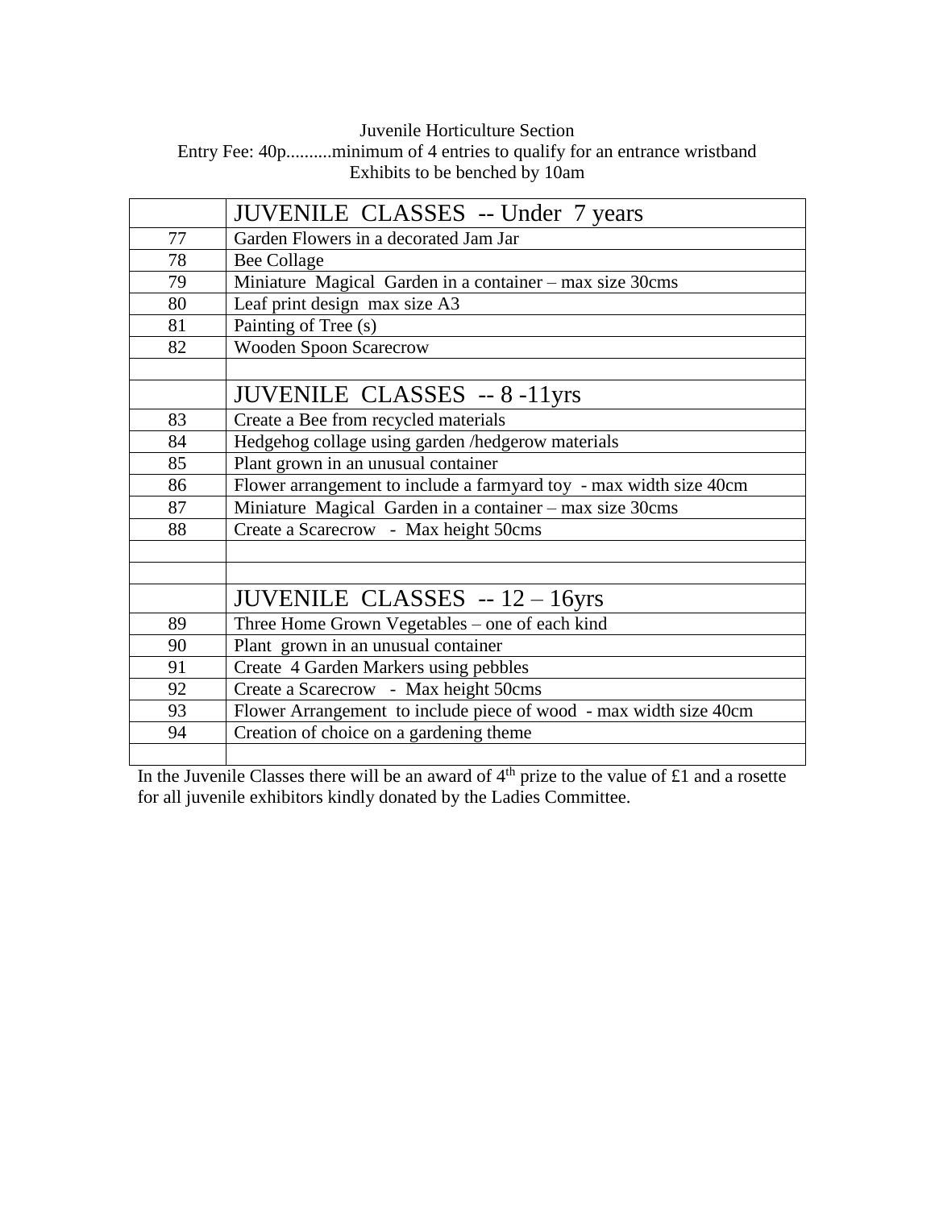Juvenile Horticulture Section
Entry Fee: 40p..........minimum of 4 entries to qualify for an entrance wristband
Exhibits to be benched by 10am

| | JUVENILE CLASSES -- Under 7 years |
|---|---|
| 77 | Garden Flowers in a decorated Jam Jar |
| 78 | Bee Collage |
| 79 | Miniature Magical Garden in a container – max size 30cms |
| 80 | Leaf print design max size A3 |
| 81 | Painting of Tree (s) |
| 82 | Wooden Spoon Scarecrow |
| | |
| | JUVENILE CLASSES -- 8 -11yrs |
| 83 | Create a Bee from recycled materials |
| 84 | Hedgehog collage using garden /hedgerow materials |
| 85 | Plant grown in an unusual container |
| 86 | Flower arrangement to include a farmyard toy - max width size 40cm |
| 87 | Miniature Magical Garden in a container – max size 30cms |
| 88 | Create a Scarecrow - Max height 50cms |
| | |
| | |
| | JUVENILE CLASSES -- 12 – 16yrs |
| 89 | Three Home Grown Vegetables – one of each kind |
| 90 | Plant grown in an unusual container |
| 91 | Create 4 Garden Markers using pebbles |
| 92 | Create a Scarecrow - Max height 50cms |
| 93 | Flower Arrangement to include piece of wood - max width size 40cm |
| 94 | Creation of choice on a gardening theme |
| | |

In the Juvenile Classes there will be an award of 4th prize to the value of £1 and a rosette for all juvenile exhibitors kindly donated by the Ladies Committee.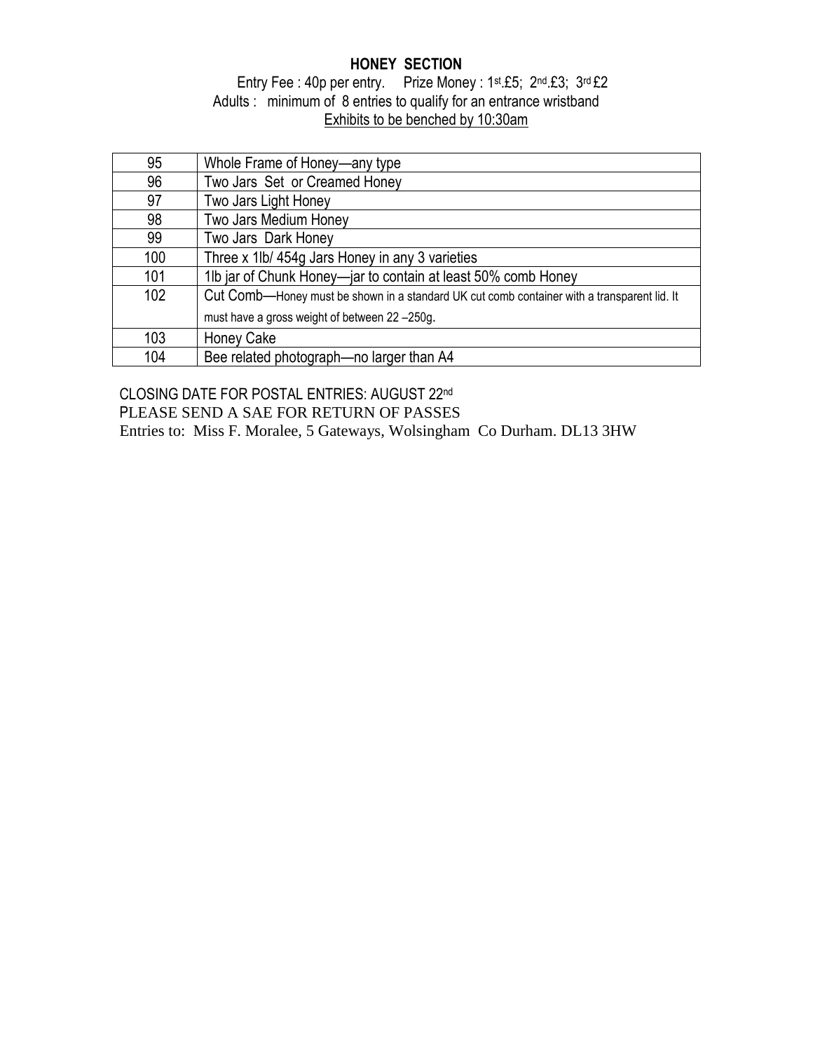# HONEY SECTION

Entry Fee : 40p per entry. Prize Money : 1st.£5; 2nd.£3; 3rd £2

Adults : minimum of 8 entries to qualify for an entrance wristband

Exhibits to be benched by 10:30am

| | |
|---|---|
| 95 | Whole Frame of Honey—any type |
| 96 | Two Jars Set or Creamed Honey |
| 97 | Two Jars Light Honey |
| 98 | Two Jars Medium Honey |
| 99 | Two Jars Dark Honey |
| 100 | Three x 1lb/ 454g Jars Honey in any 3 varieties |
| 101 | 1lb jar of Chunk Honey—jar to contain at least 50% comb Honey |
| 102 | Cut Comb—Honey must be shown in a standard UK cut comb container with a transparent lid. It must have a gross weight of between 22 –250g. |
| 103 | Honey Cake |
| 104 | Bee related photograph—no larger than A4 |

CLOSING DATE FOR POSTAL ENTRIES: AUGUST 22nd

PLEASE SEND A SAE FOR RETURN OF PASSES

Entries to: Miss F. Moralee, 5 Gateways, Wolsingham Co Durham. DL13 3HW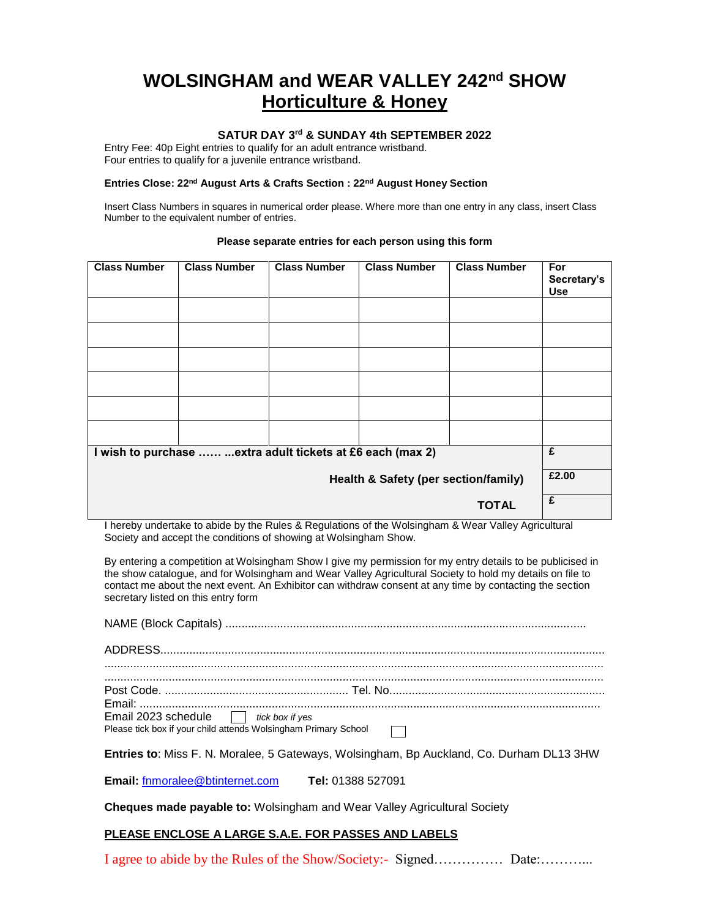# WOLSINGHAM and WEAR VALLEY 242nd SHOW
## Horticulture & Honey

**SATUR DAY 3rd & SUNDAY 4th SEPTEMBER 2022**

Entry Fee: 40p Eight entries to qualify for an adult entrance wristband.
Four entries to qualify for a juvenile entrance wristband.

**Entries Close: 22nd August Arts & Crafts Section : 22nd August Honey Section**

Insert Class Numbers in squares in numerical order please. Where more than one entry in any class, insert Class Number to the equivalent number of entries.

**Please separate entries for each person using this form**

| Class Number | Class Number | Class Number | Class Number | Class Number | For Secretary's Use |
|---|---|---|---|---|---|
| | | | | | |
| | | | | | |
| | | | | | |
| | | | | | |
| | | | | | |
| | | | | | |
| **I wish to purchase …… ...extra adult tickets at £6 each (max 2)** | | | | | £ |
| **Health & Safety (per section/family)** | | | | | £2.00 |
| **TOTAL** | | | | | £ |

I hereby undertake to abide by the Rules & Regulations of the Wolsingham & Wear Valley Agricultural Society and accept the conditions of showing at Wolsingham Show.

By entering a competition at Wolsingham Show I give my permission for my entry details to be publicised in the show catalogue, and for Wolsingham and Wear Valley Agricultural Society to hold my details on file to contact me about the next event. An Exhibitor can withdraw consent at any time by contacting the section secretary listed on this entry form

NAME (Block Capitals) ..............................................................................................................

ADDRESS........................................................................................................................................
..........................................................................................................................................................
..........................................................................................................................................................
Post Code. ......................................................... Tel. No..................................................................
Email: ..............................................................................................................................................
Email 2023 schedule ☐ *tick box if yes*
Please tick box if your child attends Wolsingham Primary School ☐

**Entries to**: Miss F. N. Moralee, 5 Gateways, Wolsingham, Bp Auckland, Co. Durham DL13 3HW

**Email:** fnmoralee@btinternet.com **Tel:** 01388 527091

**Cheques made payable to:** Wolsingham and Wear Valley Agricultural Society

**PLEASE ENCLOSE A LARGE S.A.E. FOR PASSES AND LABELS**

I agree to abide by the Rules of the Show/Society:- Signed…………… Date:………...